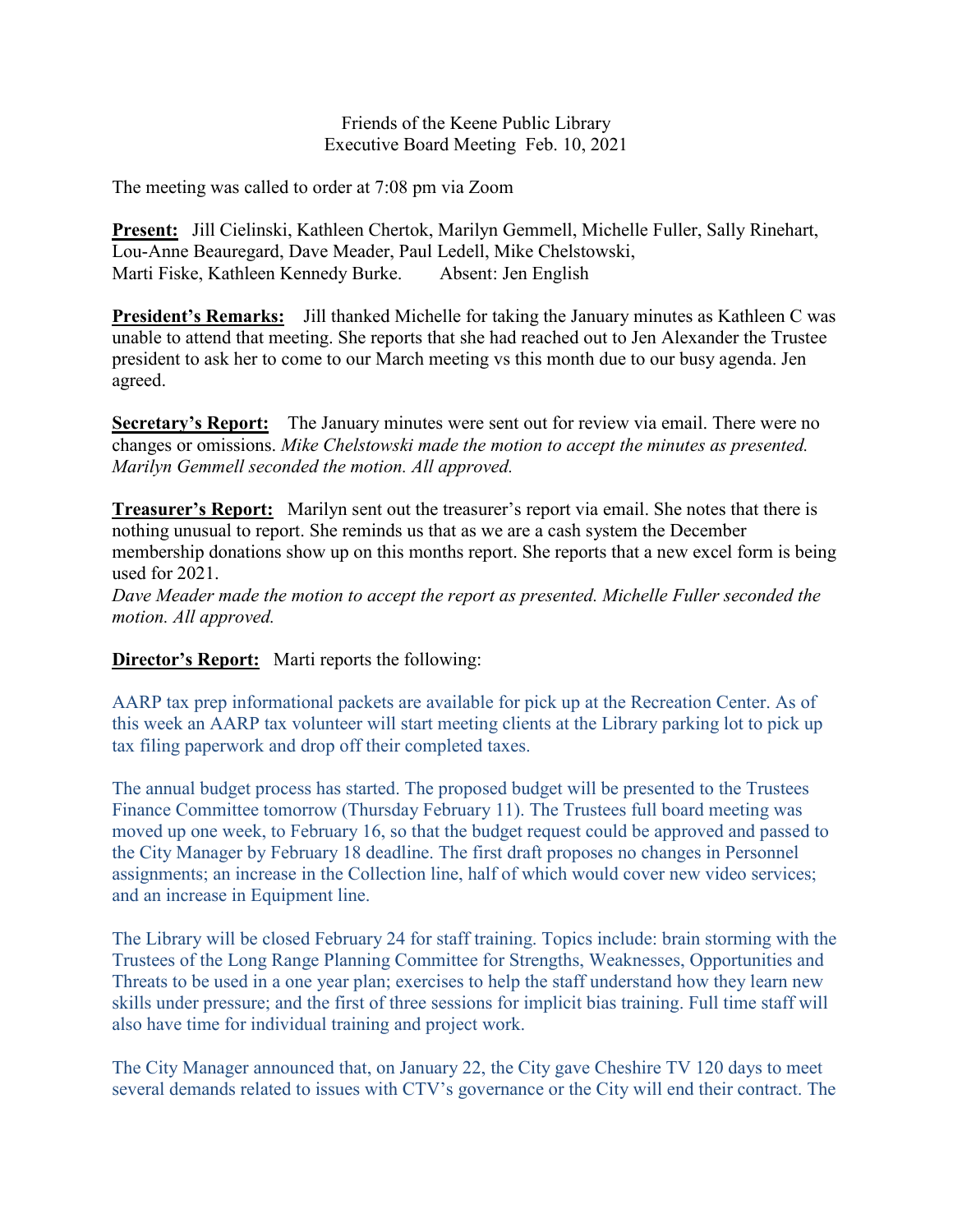Friends of the Keene Public Library
Executive Board Meeting Feb. 10, 2021

The meeting was called to order at 7:08 pm via Zoom

**Present:** Jill Cielinski, Kathleen Chertok, Marilyn Gemmell, Michelle Fuller, Sally Rinehart, Lou-Anne Beauregard, Dave Meader, Paul Ledell, Mike Chelstowski, Marti Fiske, Kathleen Kennedy Burke. Absent: Jen English

**President's Remarks:** Jill thanked Michelle for taking the January minutes as Kathleen C was unable to attend that meeting. She reports that she had reached out to Jen Alexander the Trustee president to ask her to come to our March meeting vs this month due to our busy agenda. Jen agreed.

**Secretary's Report:** The January minutes were sent out for review via email. There were no changes or omissions. *Mike Chelstowski made the motion to accept the minutes as presented. Marilyn Gemmell seconded the motion. All approved.*

**Treasurer's Report:** Marilyn sent out the treasurer's report via email. She notes that there is nothing unusual to report. She reminds us that as we are a cash system the December membership donations show up on this months report. She reports that a new excel form is being used for 2021.
*Dave Meader made the motion to accept the report as presented. Michelle Fuller seconded the motion. All approved.*

**Director's Report:** Marti reports the following:

AARP tax prep informational packets are available for pick up at the Recreation Center. As of this week an AARP tax volunteer will start meeting clients at the Library parking lot to pick up tax filing paperwork and drop off their completed taxes.

The annual budget process has started. The proposed budget will be presented to the Trustees Finance Committee tomorrow (Thursday February 11). The Trustees full board meeting was moved up one week, to February 16, so that the budget request could be approved and passed to the City Manager by February 18 deadline. The first draft proposes no changes in Personnel assignments; an increase in the Collection line, half of which would cover new video services; and an increase in Equipment line.

The Library will be closed February 24 for staff training. Topics include: brain storming with the Trustees of the Long Range Planning Committee for Strengths, Weaknesses, Opportunities and Threats to be used in a one year plan; exercises to help the staff understand how they learn new skills under pressure; and the first of three sessions for implicit bias training. Full time staff will also have time for individual training and project work.

The City Manager announced that, on January 22, the City gave Cheshire TV 120 days to meet several demands related to issues with CTV's governance or the City will end their contract. The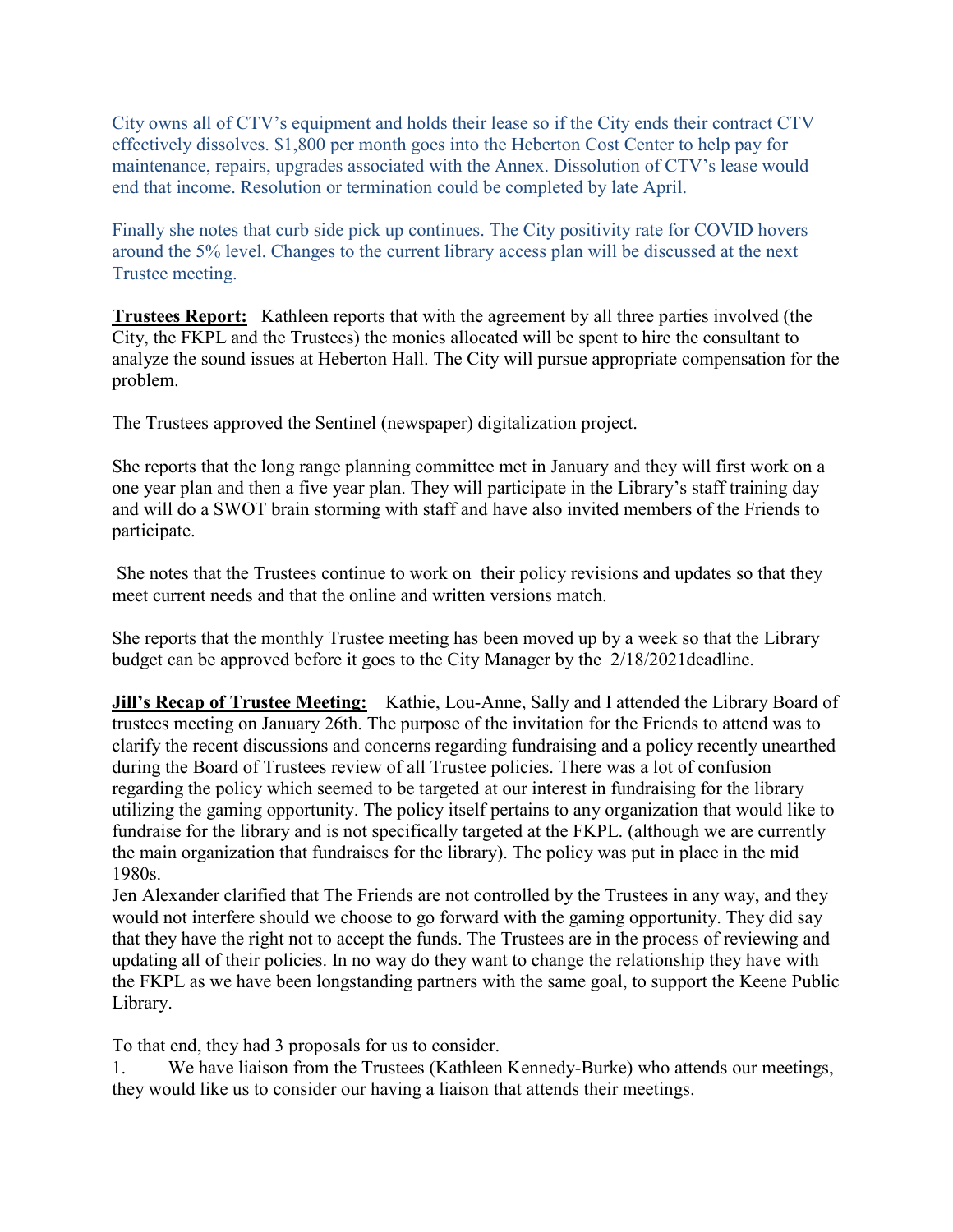City owns all of CTV's equipment and holds their lease so if the City ends their contract CTV effectively dissolves. $1,800 per month goes into the Heberton Cost Center to help pay for maintenance, repairs, upgrades associated with the Annex. Dissolution of CTV's lease would end that income. Resolution or termination could be completed by late April.

Finally she notes that curb side pick up continues. The City positivity rate for COVID hovers around the 5% level. Changes to the current library access plan will be discussed at the next Trustee meeting.

**Trustees Report:** Kathleen reports that with the agreement by all three parties involved (the City, the FKPL and the Trustees) the monies allocated will be spent to hire the consultant to analyze the sound issues at Heberton Hall. The City will pursue appropriate compensation for the problem.

The Trustees approved the Sentinel (newspaper) digitalization project.

She reports that the long range planning committee met in January and they will first work on a one year plan and then a five year plan. They will participate in the Library's staff training day and will do a SWOT brain storming with staff and have also invited members of the Friends to participate.

She notes that the Trustees continue to work on their policy revisions and updates so that they meet current needs and that the online and written versions match.

She reports that the monthly Trustee meeting has been moved up by a week so that the Library budget can be approved before it goes to the City Manager by the 2/18/2021deadline.

**Jill's Recap of Trustee Meeting:** Kathie, Lou-Anne, Sally and I attended the Library Board of trustees meeting on January 26th. The purpose of the invitation for the Friends to attend was to clarify the recent discussions and concerns regarding fundraising and a policy recently unearthed during the Board of Trustees review of all Trustee policies. There was a lot of confusion regarding the policy which seemed to be targeted at our interest in fundraising for the library utilizing the gaming opportunity. The policy itself pertains to any organization that would like to fundraise for the library and is not specifically targeted at the FKPL. (although we are currently the main organization that fundraises for the library). The policy was put in place in the mid 1980s.
Jen Alexander clarified that The Friends are not controlled by the Trustees in any way, and they would not interfere should we choose to go forward with the gaming opportunity. They did say that they have the right not to accept the funds. The Trustees are in the process of reviewing and updating all of their policies. In no way do they want to change the relationship they have with the FKPL as we have been longstanding partners with the same goal, to support the Keene Public Library.

To that end, they had 3 proposals for us to consider.

1. We have liaison from the Trustees (Kathleen Kennedy-Burke) who attends our meetings, they would like us to consider our having a liaison that attends their meetings.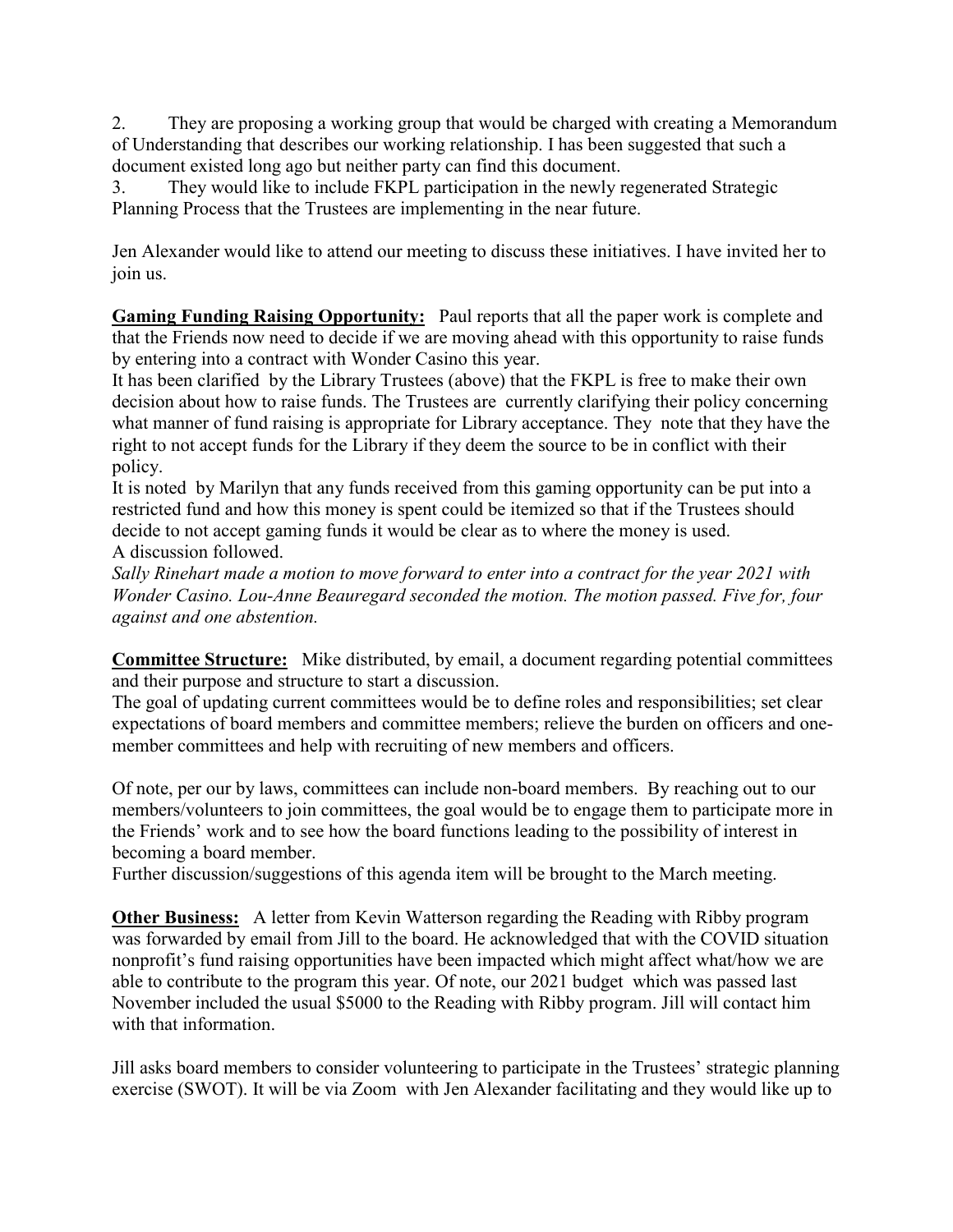2. They are proposing a working group that would be charged with creating a Memorandum of Understanding that describes our working relationship. I has been suggested that such a document existed long ago but neither party can find this document.

3. They would like to include FKPL participation in the newly regenerated Strategic Planning Process that the Trustees are implementing in the near future.

Jen Alexander would like to attend our meeting to discuss these initiatives. I have invited her to join us.

**Gaming Funding Raising Opportunity:** Paul reports that all the paper work is complete and that the Friends now need to decide if we are moving ahead with this opportunity to raise funds by entering into a contract with Wonder Casino this year.

It has been clarified by the Library Trustees (above) that the FKPL is free to make their own decision about how to raise funds. The Trustees are currently clarifying their policy concerning what manner of fund raising is appropriate for Library acceptance. They note that they have the right to not accept funds for the Library if they deem the source to be in conflict with their policy.

It is noted by Marilyn that any funds received from this gaming opportunity can be put into a restricted fund and how this money is spent could be itemized so that if the Trustees should decide to not accept gaming funds it would be clear as to where the money is used.

A discussion followed.

*Sally Rinehart made a motion to move forward to enter into a contract for the year 2021 with Wonder Casino. Lou-Anne Beauregard seconded the motion. The motion passed. Five for, four against and one abstention.*

**Committee Structure:** Mike distributed, by email, a document regarding potential committees and their purpose and structure to start a discussion.

The goal of updating current committees would be to define roles and responsibilities; set clear expectations of board members and committee members; relieve the burden on officers and one-member committees and help with recruiting of new members and officers.

Of note, per our by laws, committees can include non-board members. By reaching out to our members/volunteers to join committees, the goal would be to engage them to participate more in the Friends' work and to see how the board functions leading to the possibility of interest in becoming a board member.

Further discussion/suggestions of this agenda item will be brought to the March meeting.

**Other Business:** A letter from Kevin Watterson regarding the Reading with Ribby program was forwarded by email from Jill to the board. He acknowledged that with the COVID situation nonprofit's fund raising opportunities have been impacted which might affect what/how we are able to contribute to the program this year. Of note, our 2021 budget which was passed last November included the usual $5000 to the Reading with Ribby program. Jill will contact him with that information.

Jill asks board members to consider volunteering to participate in the Trustees' strategic planning exercise (SWOT). It will be via Zoom with Jen Alexander facilitating and they would like up to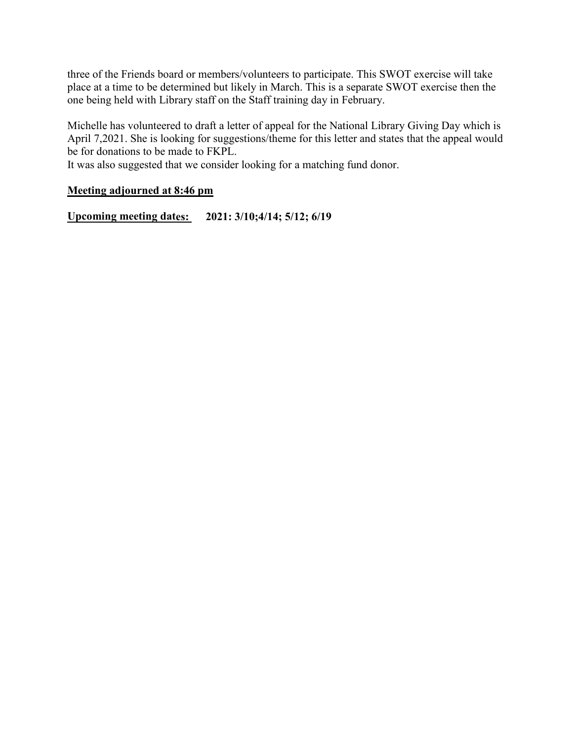three of the Friends board or members/volunteers to participate. This SWOT exercise will take place at a time to be determined but likely in March. This is a separate SWOT exercise then the one being held with Library staff on the Staff training day in February.

Michelle has volunteered to draft a letter of appeal for the National Library Giving Day which is April 7,2021. She is looking for suggestions/theme for this letter and states that the appeal would be for donations to be made to FKPL.
It was also suggested that we consider looking for a matching fund donor.

**Meeting adjourned at 8:46 pm**

**Upcoming meeting dates: 2021: 3/10;4/14; 5/12; 6/19**